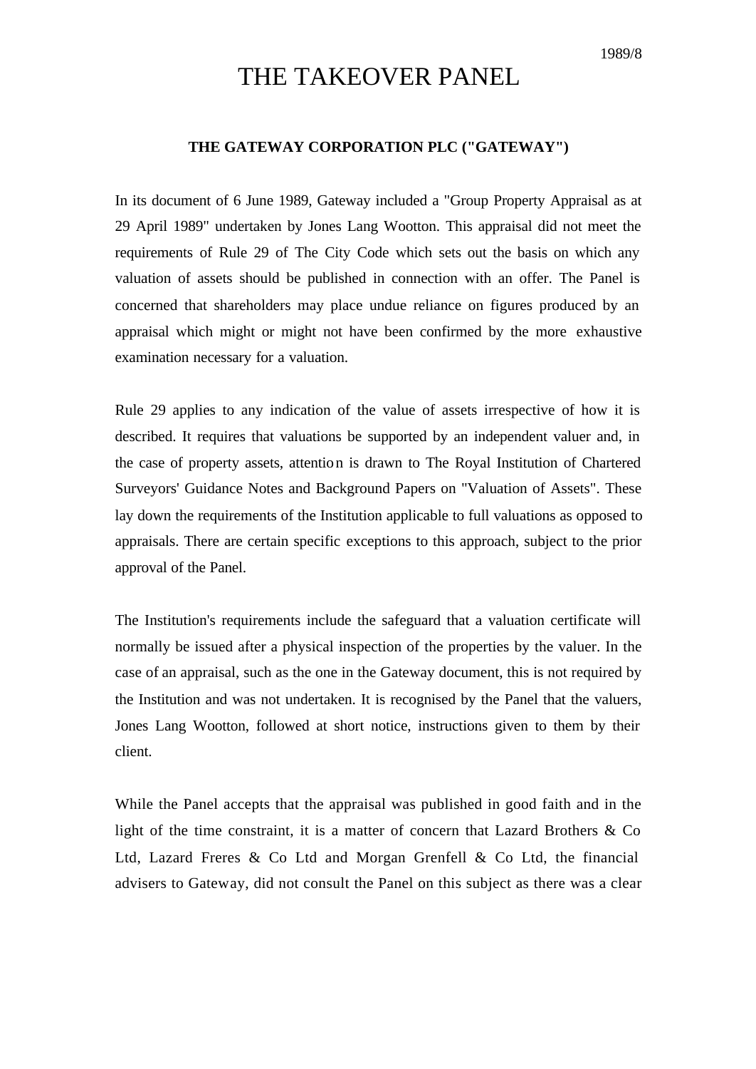1989/8

# THE TAKEOVER PANEL

## THE GATEWAY CORPORATION PLC ("GATEWAY")

In its document of 6 June 1989, Gateway included a "Group Property Appraisal as at 29 April 1989" undertaken by Jones Lang Wootton. This appraisal did not meet the requirements of Rule 29 of The City Code which sets out the basis on which any valuation of assets should be published in connection with an offer. The Panel is concerned that shareholders may place undue reliance on figures produced by an appraisal which might or might not have been confirmed by the more exhaustive examination necessary for a valuation.

Rule 29 applies to any indication of the value of assets irrespective of how it is described. It requires that valuations be supported by an independent valuer and, in the case of property assets, attention is drawn to The Royal Institution of Chartered Surveyors' Guidance Notes and Background Papers on "Valuation of Assets". These lay down the requirements of the Institution applicable to full valuations as opposed to appraisals. There are certain specific exceptions to this approach, subject to the prior approval of the Panel.

The Institution's requirements include the safeguard that a valuation certificate will normally be issued after a physical inspection of the properties by the valuer. In the case of an appraisal, such as the one in the Gateway document, this is not required by the Institution and was not undertaken. It is recognised by the Panel that the valuers, Jones Lang Wootton, followed at short notice, instructions given to them by their client.

While the Panel accepts that the appraisal was published in good faith and in the light of the time constraint, it is a matter of concern that Lazard Brothers & Co Ltd, Lazard Freres & Co Ltd and Morgan Grenfell & Co Ltd, the financial advisers to Gateway, did not consult the Panel on this subject as there was a clear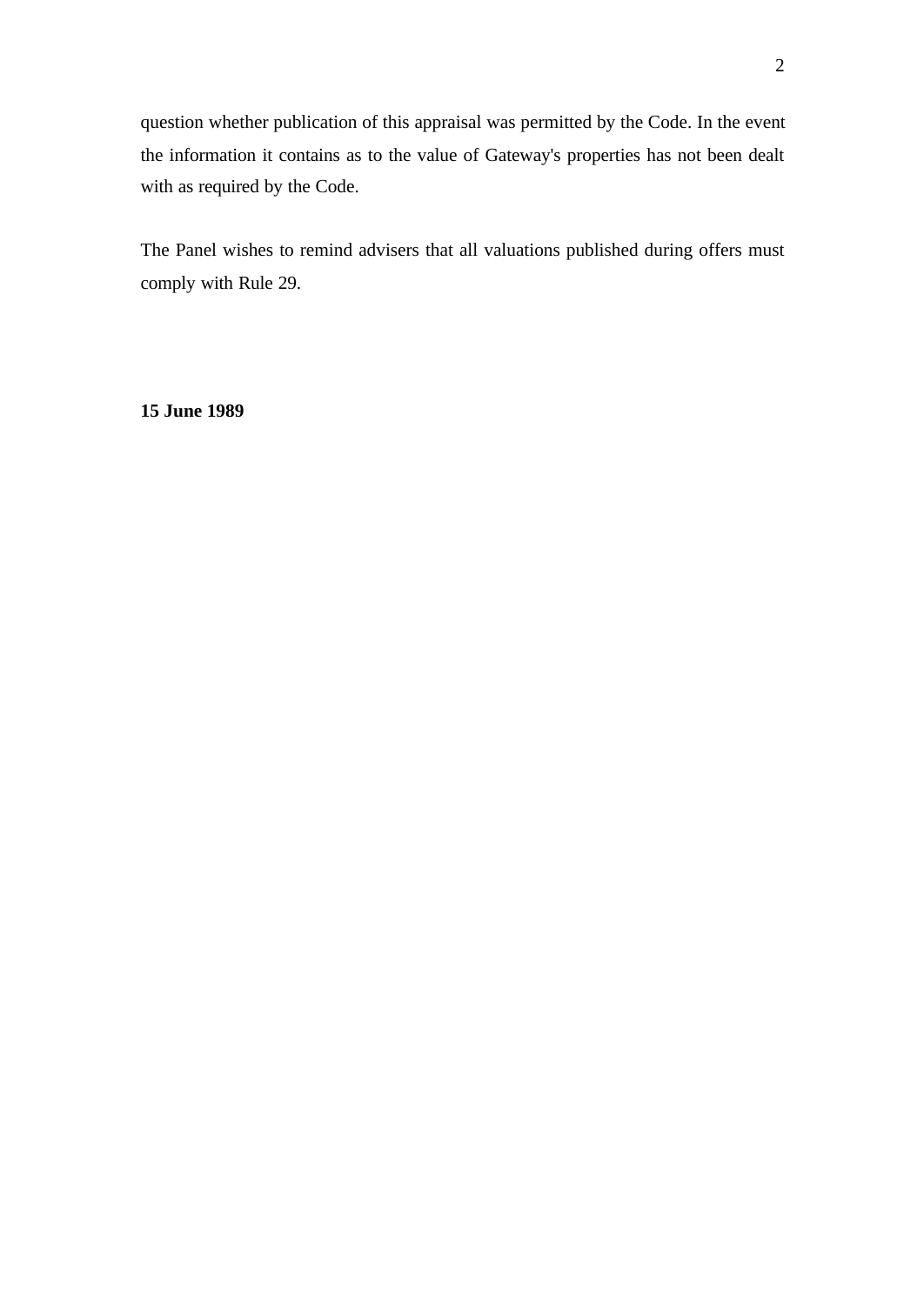question whether publication of this appraisal was permitted by the Code. In the event the information it contains as to the value of Gateway's properties has not been dealt with as required by the Code.

The Panel wishes to remind advisers that all valuations published during offers must comply with Rule 29.

**15 June 1989**